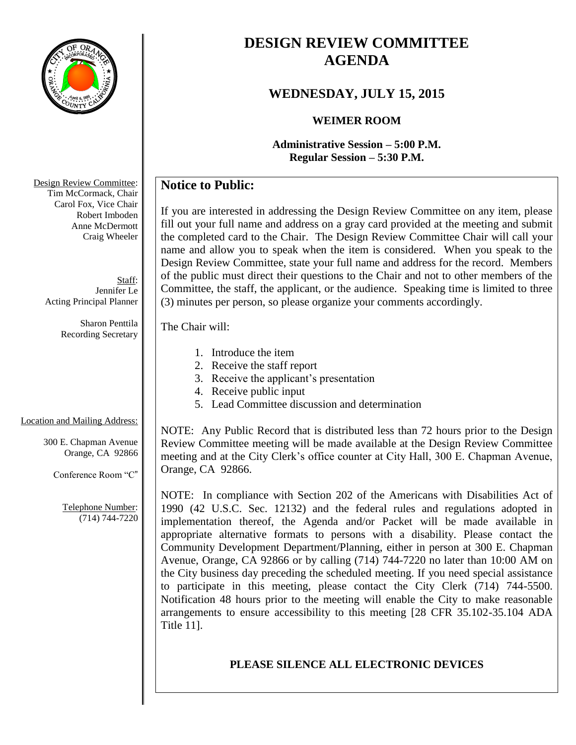# DESIGN REVIEW COMMITTEE AGENDA

## WEDNESDAY, JULY 15, 2015

**WEIMER ROOM**

**Administrative Session – 5:00 P.M.**
**Regular Session – 5:30 P.M.**

Design Review Committee:
Tim McCormack, Chair
Carol Fox, Vice Chair
Robert Imboden
Anne McDermott
Craig Wheeler

Staff:
Jennifer Le
Acting Principal Planner

Sharon Penttila
Recording Secretary

Location and Mailing Address:

300 E. Chapman Avenue
Orange, CA 92866

Conference Room "C"

Telephone Number:
(714) 744-7220

## Notice to Public:

If you are interested in addressing the Design Review Committee on any item, please fill out your full name and address on a gray card provided at the meeting and submit the completed card to the Chair. The Design Review Committee Chair will call your name and allow you to speak when the item is considered. When you speak to the Design Review Committee, state your full name and address for the record. Members of the public must direct their questions to the Chair and not to other members of the Committee, the staff, the applicant, or the audience. Speaking time is limited to three (3) minutes per person, so please organize your comments accordingly.

The Chair will:

1. Introduce the item
2. Receive the staff report
3. Receive the applicant's presentation
4. Receive public input
5. Lead Committee discussion and determination

NOTE: Any Public Record that is distributed less than 72 hours prior to the Design Review Committee meeting will be made available at the Design Review Committee meeting and at the City Clerk's office counter at City Hall, 300 E. Chapman Avenue, Orange, CA 92866.

NOTE: In compliance with Section 202 of the Americans with Disabilities Act of 1990 (42 U.S.C. Sec. 12132) and the federal rules and regulations adopted in implementation thereof, the Agenda and/or Packet will be made available in appropriate alternative formats to persons with a disability. Please contact the Community Development Department/Planning, either in person at 300 E. Chapman Avenue, Orange, CA 92866 or by calling (714) 744-7220 no later than 10:00 AM on the City business day preceding the scheduled meeting. If you need special assistance to participate in this meeting, please contact the City Clerk (714) 744-5500. Notification 48 hours prior to the meeting will enable the City to make reasonable arrangements to ensure accessibility to this meeting [28 CFR 35.102-35.104 ADA Title 11].

**PLEASE SILENCE ALL ELECTRONIC DEVICES**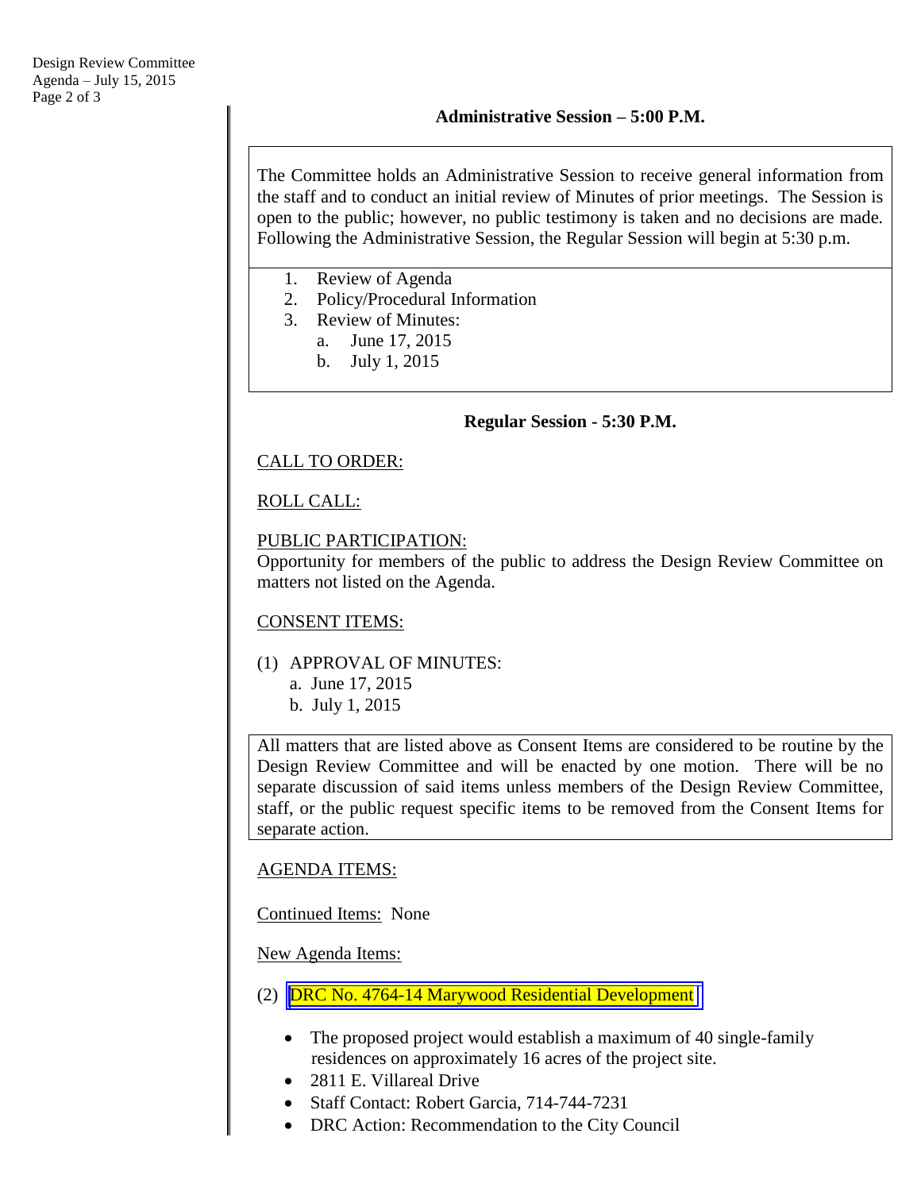### Administrative Session – 5:00 P.M.

The Committee holds an Administrative Session to receive general information from the staff and to conduct an initial review of Minutes of prior meetings. The Session is open to the public; however, no public testimony is taken and no decisions are made. Following the Administrative Session, the Regular Session will begin at 5:30 p.m.

1. Review of Agenda
2. Policy/Procedural Information
3. Review of Minutes:
   a. June 17, 2015
   b. July 1, 2015

### Regular Session - 5:30 P.M.

CALL TO ORDER:

ROLL CALL:

PUBLIC PARTICIPATION:
Opportunity for members of the public to address the Design Review Committee on matters not listed on the Agenda.

CONSENT ITEMS:

(1) APPROVAL OF MINUTES:
   a. June 17, 2015
   b. July 1, 2015

All matters that are listed above as Consent Items are considered to be routine by the Design Review Committee and will be enacted by one motion. There will be no separate discussion of said items unless members of the Design Review Committee, staff, or the public request specific items to be removed from the Consent Items for separate action.

AGENDA ITEMS:

Continued Items: None

New Agenda Items:

(2) DRC No. 4764-14 Marywood Residential Development

- The proposed project would establish a maximum of 40 single-family residences on approximately 16 acres of the project site.
- 2811 E. Villareal Drive
- Staff Contact: Robert Garcia, 714-744-7231
- DRC Action: Recommendation to the City Council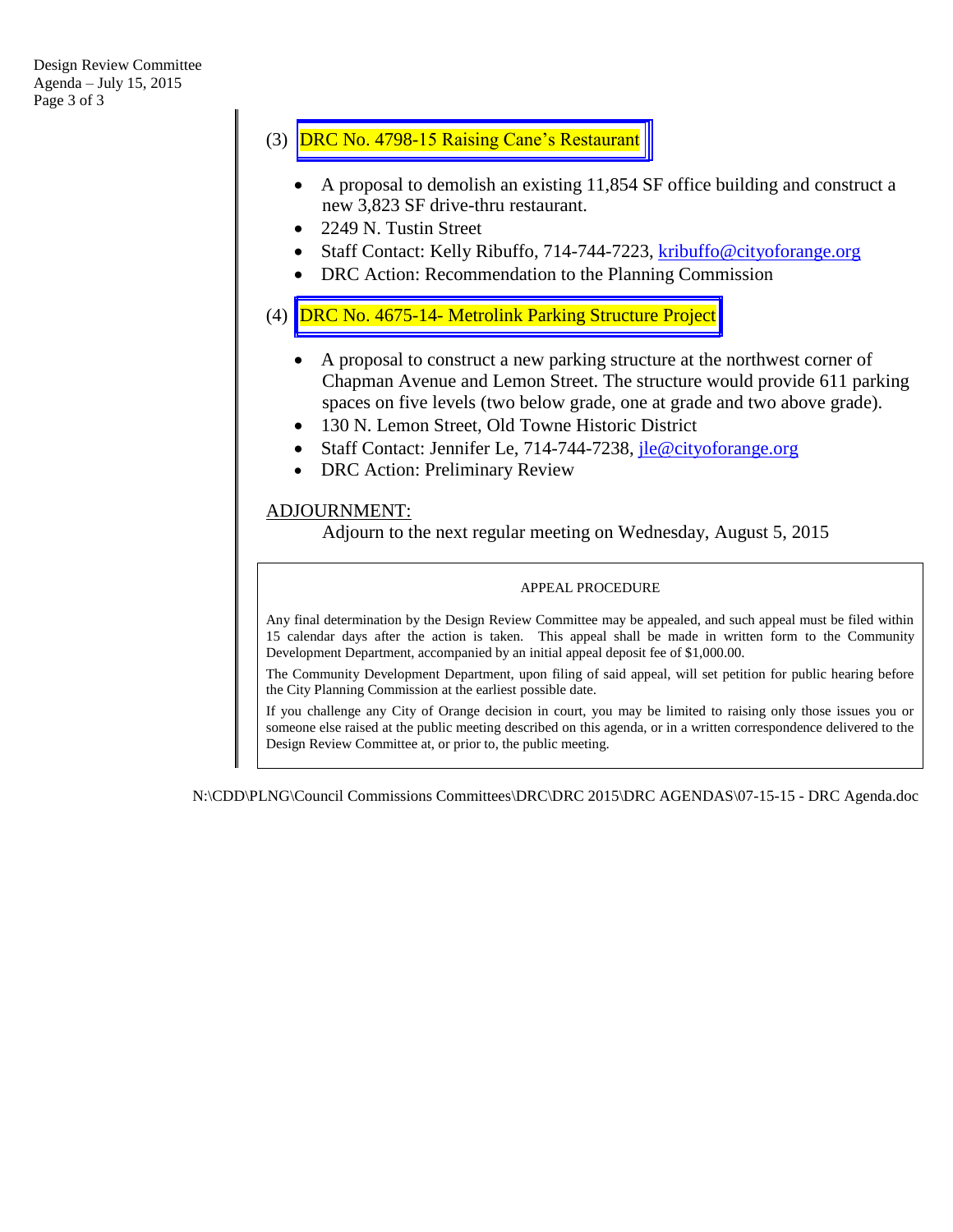(3) DRC No. 4798-15 Raising Cane's Restaurant

- A proposal to demolish an existing 11,854 SF office building and construct a new 3,823 SF drive-thru restaurant.
- 2249 N. Tustin Street
- Staff Contact: Kelly Ribuffo, 714-744-7223, kribuffo@cityoforange.org
- DRC Action: Recommendation to the Planning Commission

(4) DRC No. 4675-14- Metrolink Parking Structure Project

- A proposal to construct a new parking structure at the northwest corner of Chapman Avenue and Lemon Street. The structure would provide 611 parking spaces on five levels (two below grade, one at grade and two above grade).
- 130 N. Lemon Street, Old Towne Historic District
- Staff Contact: Jennifer Le, 714-744-7238, jle@cityoforange.org
- DRC Action: Preliminary Review

ADJOURNMENT:

Adjourn to the next regular meeting on Wednesday, August 5, 2015

APPEAL PROCEDURE

Any final determination by the Design Review Committee may be appealed, and such appeal must be filed within 15 calendar days after the action is taken. This appeal shall be made in written form to the Community Development Department, accompanied by an initial appeal deposit fee of $1,000.00.

The Community Development Department, upon filing of said appeal, will set petition for public hearing before the City Planning Commission at the earliest possible date.

If you challenge any City of Orange decision in court, you may be limited to raising only those issues you or someone else raised at the public meeting described on this agenda, or in a written correspondence delivered to the Design Review Committee at, or prior to, the public meeting.

N:\CDD\PLNG\Council Commissions Committees\DRC\DRC 2015\DRC AGENDAS\07-15-15 - DRC Agenda.doc